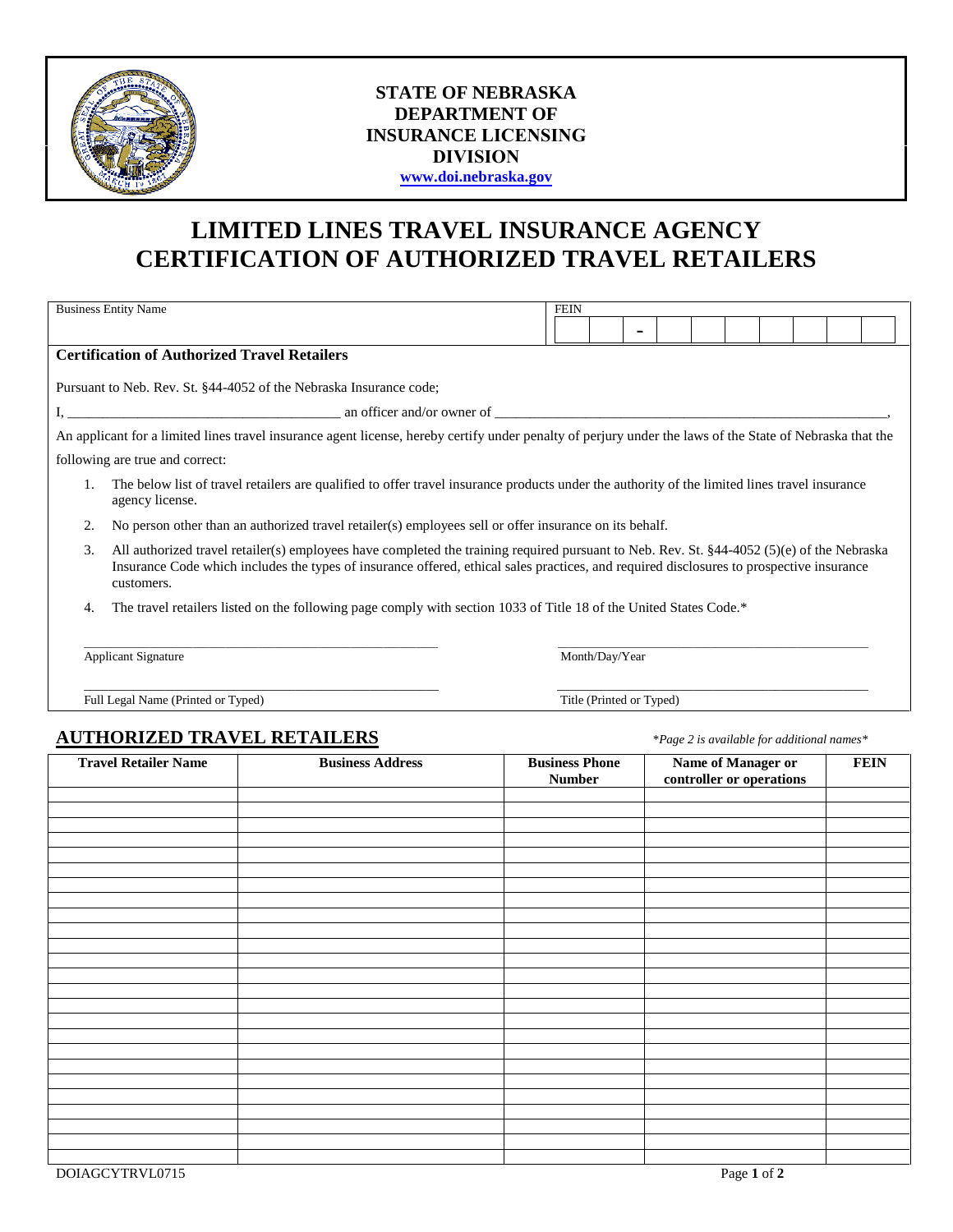**STATE OF NEBRASKA**
**DEPARTMENT OF INSURANCE LICENSING DIVISION**
**www.doi.nebraska.gov**

# LIMITED LINES TRAVEL INSURANCE AGENCY CERTIFICATION OF AUTHORIZED TRAVEL RETAILERS

| Business Entity Name | FEIN |
|---|---|
| | - |

**Certification of Authorized Travel Retailers**

Pursuant to Neb. Rev. St. §44-4052 of the Nebraska Insurance code;

I, ______________________________________ an officer and/or owner of ________________________________________________________,

An applicant for a limited lines travel insurance agent license, hereby certify under penalty of perjury under the laws of the State of Nebraska that the following are true and correct:

1. The below list of travel retailers are qualified to offer travel insurance products under the authority of the limited lines travel insurance agency license.
2. No person other than an authorized travel retailer(s) employees sell or offer insurance on its behalf.
3. All authorized travel retailer(s) employees have completed the training required pursuant to Neb. Rev. St. §44-4052 (5)(e) of the Nebraska Insurance Code which includes the types of insurance offered, ethical sales practices, and required disclosures to prospective insurance customers.
4. The travel retailers listed on the following page comply with section 1033 of Title 18 of the United States Code.*

_______________________________________ _______________________________________
Applicant Signature Month/Day/Year

_______________________________________ _______________________________________
Full Legal Name (Printed or Typed) Title (Printed or Typed)

## AUTHORIZED TRAVEL RETAILERS

*\*Page 2 is available for additional names\**

| Travel Retailer Name | Business Address | Business Phone Number | Name of Manager or controller or operations | FEIN |
|---|---|---|---|---|
| | | | | |
| | | | | |
| | | | | |
| | | | | |
| | | | | |
| | | | | |
| | | | | |
| | | | | |
| | | | | |
| | | | | |
| | | | | |
| | | | | |
| | | | | |
| | | | | |
| | | | | |
| | | | | |
| | | | | |
| | | | | |
| | | | | |
| | | | | |
| | | | | |
| | | | | |
| | | | | |
| | | | | |
| | | | | |

DOIAGCYTRVL0715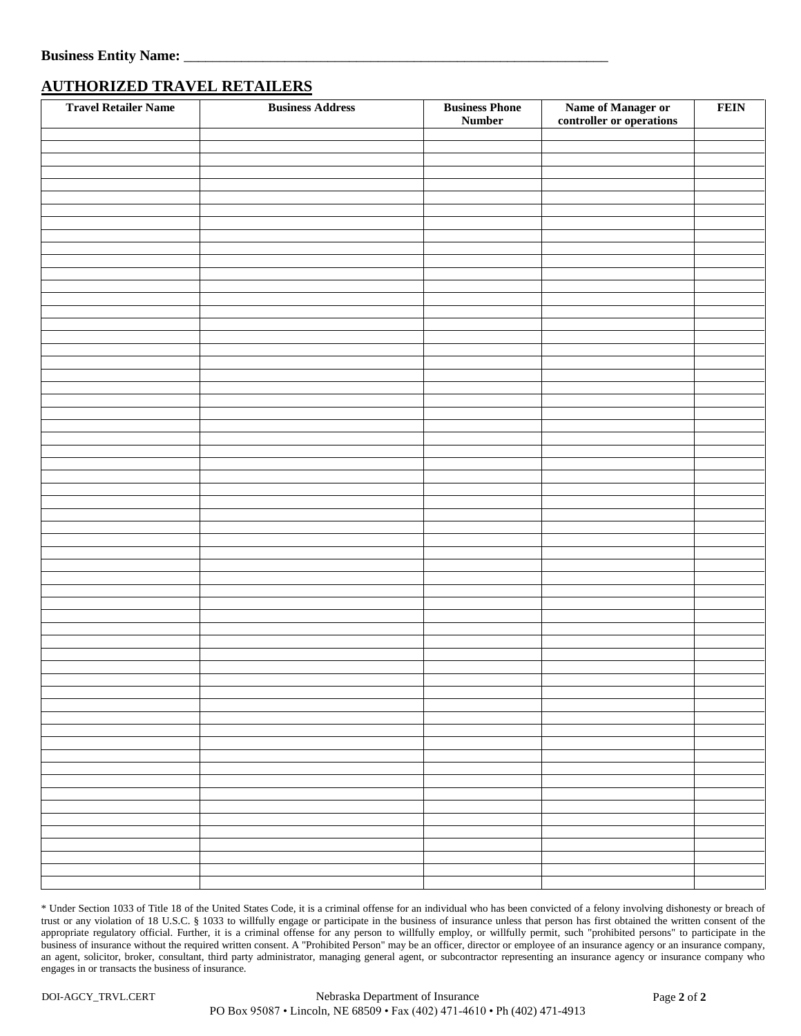**Business Entity Name:** ____________________________________________________________

## AUTHORIZED TRAVEL RETAILERS

| Travel Retailer Name | Business Address | Business Phone Number | Name of Manager or controller or operations | FEIN |
|---|---|---|---|---|
| | | | | |
| | | | | |
| | | | | |
| | | | | |
| | | | | |
| | | | | |
| | | | | |
| | | | | |
| | | | | |
| | | | | |
| | | | | |
| | | | | |
| | | | | |
| | | | | |
| | | | | |
| | | | | |
| | | | | |
| | | | | |
| | | | | |
| | | | | |
| | | | | |
| | | | | |
| | | | | |
| | | | | |
| | | | | |
| | | | | |
| | | | | |
| | | | | |
| | | | | |
| | | | | |
| | | | | |
| | | | | |
| | | | | |
| | | | | |
| | | | | |
| | | | | |
| | | | | |
| | | | | |
| | | | | |
| | | | | |
| | | | | |
| | | | | |
| | | | | |
| | | | | |
| | | | | |
| | | | | |
| | | | | |
| | | | | |
| | | | | |
| | | | | |
| | | | | |
| | | | | |
| | | | | |
| | | | | |
| | | | | |
| | | | | |
| | | | | |
| | | | | |
| | | | | |
| | | | | |

* Under Section 1033 of Title 18 of the United States Code, it is a criminal offense for an individual who has been convicted of a felony involving dishonesty or breach of trust or any violation of 18 U.S.C. § 1033 to willfully engage or participate in the business of insurance unless that person has first obtained the written consent of the appropriate regulatory official. Further, it is a criminal offense for any person to willfully employ, or willfully permit, such "prohibited persons" to participate in the business of insurance without the required written consent. A "Prohibited Person" may be an officer, director or employee of an insurance agency or an insurance company, an agent, solicitor, broker, consultant, third party administrator, managing general agent, or subcontractor representing an insurance agency or insurance company who engages in or transacts the business of insurance.